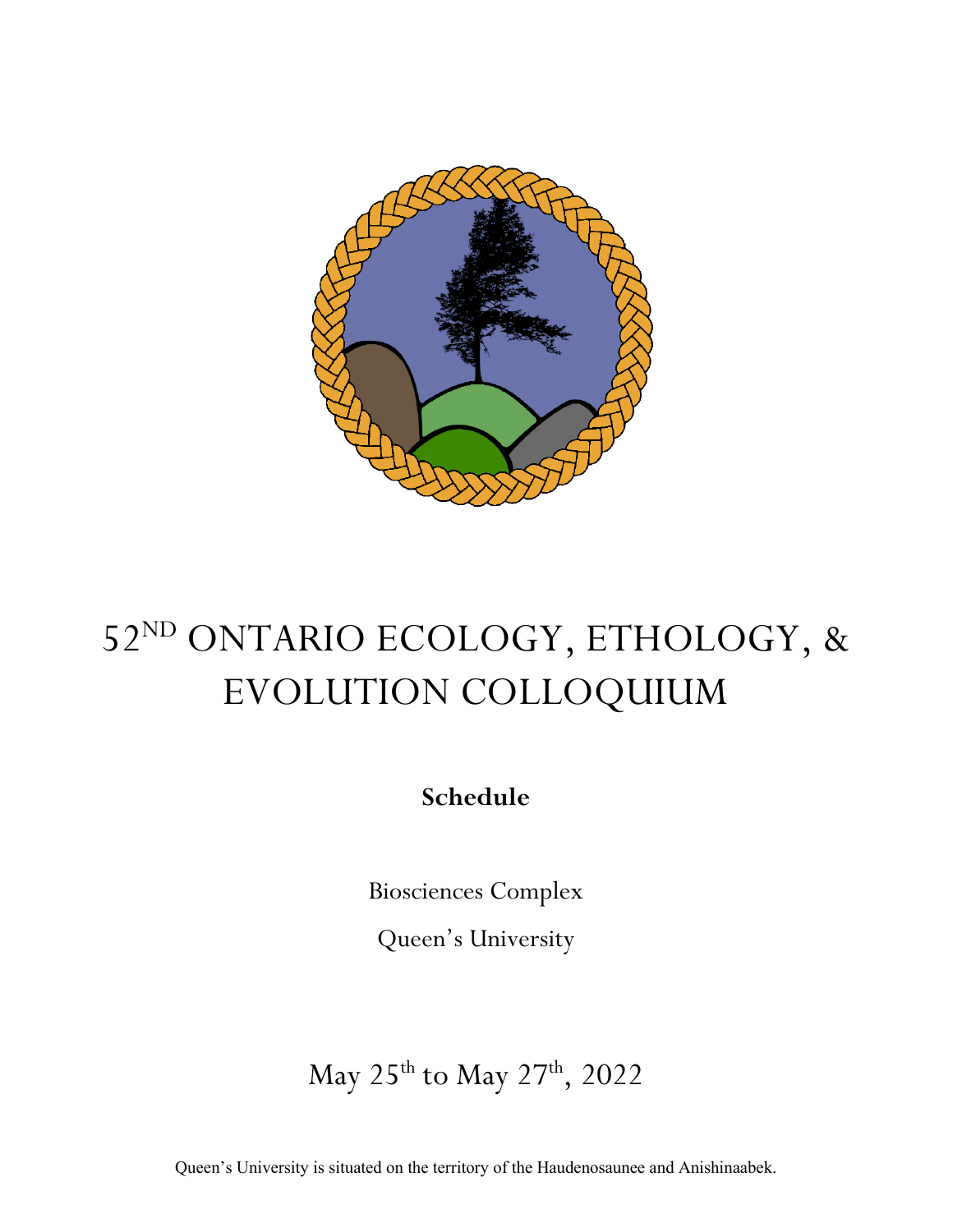# 52ND ONTARIO ECOLOGY, ETHOLOGY, & EVOLUTION COLLOQUIUM

**Schedule**

Biosciences Complex

Queen's University

May 25th to May 27th, 2022

Queen's University is situated on the territory of the Haudenosaunee and Anishinaabek.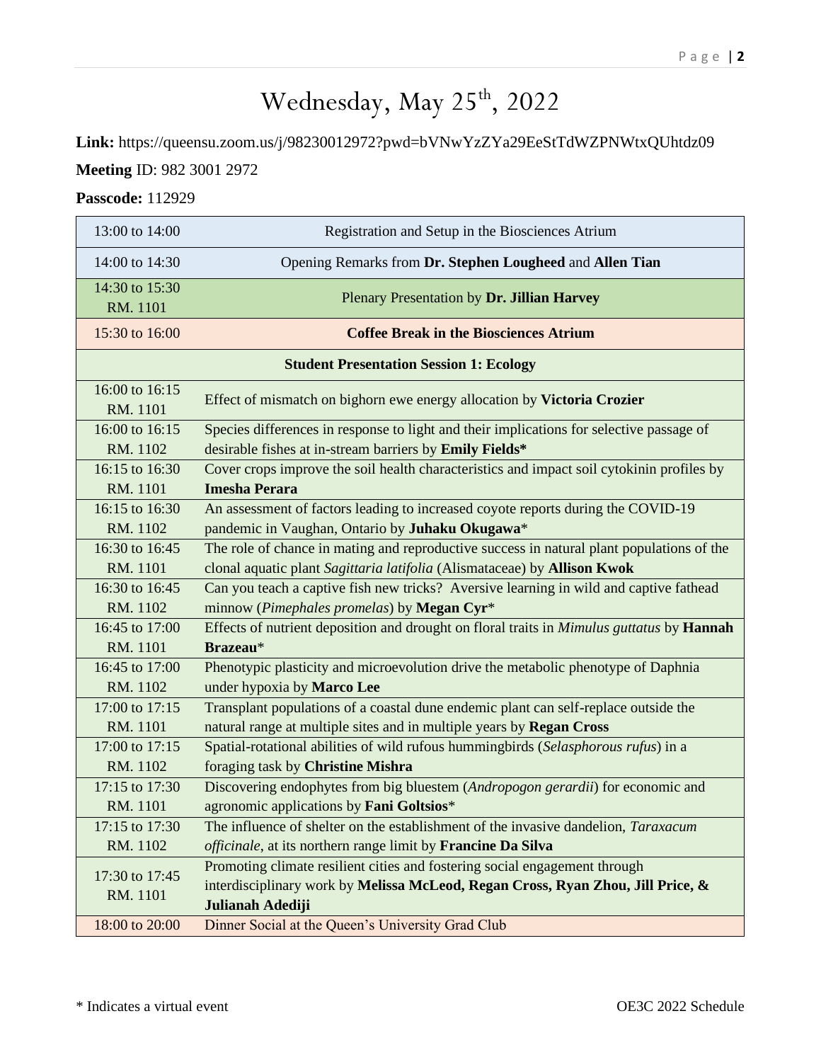# Wednesday, May 25th, 2022

**Link:** https://queensu.zoom.us/j/98230012972?pwd=bVNwYzZYa29EeStTdWZPNWtxQUhtdz09

**Meeting** ID: 982 3001 2972

**Passcode:** 112929

| Time | Event |
|---|---|
| 13:00 to 14:00 | Registration and Setup in the Biosciences Atrium |
| 14:00 to 14:30 | Opening Remarks from **Dr. Stephen Lougheed** and **Allen Tian** |
| 14:30 to 15:30 RM. 1101 | Plenary Presentation by **Dr. Jillian Harvey** |
| 15:30 to 16:00 | **Coffee Break in the Biosciences Atrium** |
| **Student Presentation Session 1: Ecology** | |
| 16:00 to 16:15 RM. 1101 | Effect of mismatch on bighorn ewe energy allocation by **Victoria Crozier** |
| 16:00 to 16:15 RM. 1102 | Species differences in response to light and their implications for selective passage of desirable fishes at in-stream barriers by **Emily Fields*** |
| 16:15 to 16:30 RM. 1101 | Cover crops improve the soil health characteristics and impact soil cytokinin profiles by **Imesha Perara** |
| 16:15 to 16:30 RM. 1102 | An assessment of factors leading to increased coyote reports during the COVID-19 pandemic in Vaughan, Ontario by **Juhaku Okugawa*** |
| 16:30 to 16:45 RM. 1101 | The role of chance in mating and reproductive success in natural plant populations of the clonal aquatic plant *Sagittaria latifolia* (Alismataceae) by **Allison Kwok** |
| 16:30 to 16:45 RM. 1102 | Can you teach a captive fish new tricks? Aversive learning in wild and captive fathead minnow (*Pimephales promelas*) by **Megan Cyr*** |
| 16:45 to 17:00 RM. 1101 | Effects of nutrient deposition and drought on floral traits in *Mimulus guttatus* by **Hannah Brazeau*** |
| 16:45 to 17:00 RM. 1102 | Phenotypic plasticity and microevolution drive the metabolic phenotype of Daphnia under hypoxia by **Marco Lee** |
| 17:00 to 17:15 RM. 1101 | Transplant populations of a coastal dune endemic plant can self-replace outside the natural range at multiple sites and in multiple years by **Regan Cross** |
| 17:00 to 17:15 RM. 1102 | Spatial-rotational abilities of wild rufous hummingbirds (*Selasphorous rufus*) in a foraging task by **Christine Mishra** |
| 17:15 to 17:30 RM. 1101 | Discovering endophytes from big bluestem (*Andropogon gerardii*) for economic and agronomic applications by **Fani Goltsios*** |
| 17:15 to 17:30 RM. 1102 | The influence of shelter on the establishment of the invasive dandelion, *Taraxacum officinale*, at its northern range limit by **Francine Da Silva** |
| 17:30 to 17:45 RM. 1101 | Promoting climate resilient cities and fostering social engagement through interdisciplinary work by **Melissa McLeod, Regan Cross, Ryan Zhou, Jill Price, & Julianah Adediji** |
| 18:00 to 20:00 | Dinner Social at the Queen's University Grad Club |

* Indicates a virtual event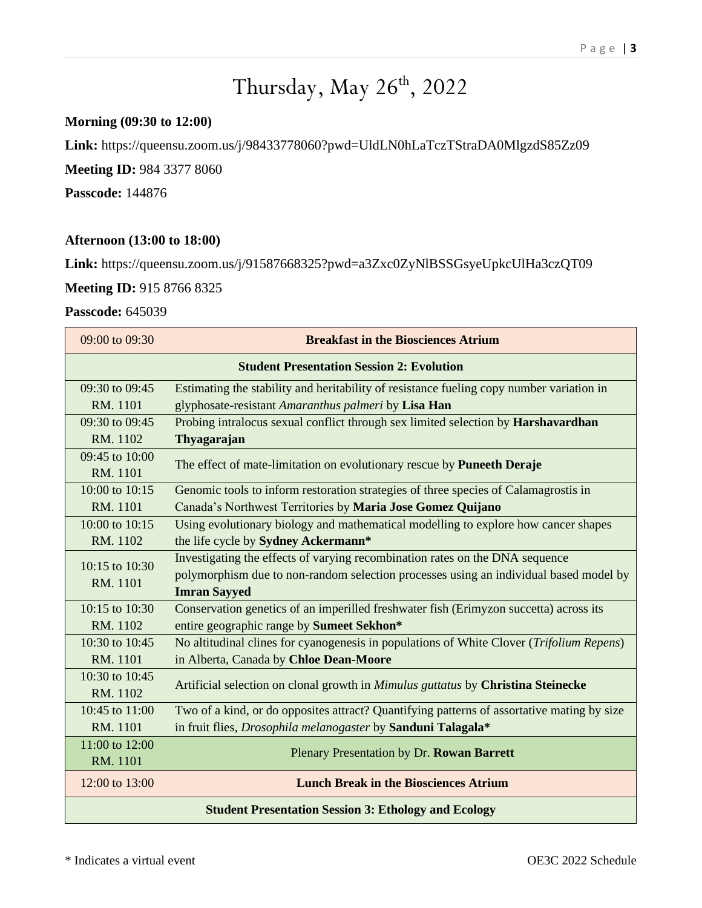# Thursday, May 26th, 2022

**Morning (09:30 to 12:00)**

**Link:** https://queensu.zoom.us/j/98433778060?pwd=UldLN0hLaTczTStraDA0MlgzdS85Zz09

**Meeting ID:** 984 3377 8060

**Passcode:** 144876

**Afternoon (13:00 to 18:00)**

**Link:** https://queensu.zoom.us/j/91587668325?pwd=a3Zxc0ZyNlBSSGsyeUpkcUlHa3czQT09

**Meeting ID:** 915 8766 8325

**Passcode:** 645039

| Time | Event |
|---|---|
| 09:00 to 09:30 | **Breakfast in the Biosciences Atrium** |
| **Student Presentation Session 2: Evolution** | |
| 09:30 to 09:45 RM. 1101 | Estimating the stability and heritability of resistance fueling copy number variation in glyphosate-resistant *Amaranthus palmeri* by **Lisa Han** |
| 09:30 to 09:45 RM. 1102 | Probing intralocus sexual conflict through sex limited selection by **Harshavardhan Thyagarajan** |
| 09:45 to 10:00 RM. 1101 | The effect of mate-limitation on evolutionary rescue by **Puneeth Deraje** |
| 10:00 to 10:15 RM. 1101 | Genomic tools to inform restoration strategies of three species of Calamagrostis in Canada's Northwest Territories by **Maria Jose Gomez Quijano** |
| 10:00 to 10:15 RM. 1102 | Using evolutionary biology and mathematical modelling to explore how cancer shapes the life cycle by **Sydney Ackermann*** |
| 10:15 to 10:30 RM. 1101 | Investigating the effects of varying recombination rates on the DNA sequence polymorphism due to non-random selection processes using an individual based model by **Imran Sayyed** |
| 10:15 to 10:30 RM. 1102 | Conservation genetics of an imperilled freshwater fish (Erimyzon succetta) across its entire geographic range by **Sumeet Sekhon*** |
| 10:30 to 10:45 RM. 1101 | No altitudinal clines for cyanogenesis in populations of White Clover (*Trifolium Repens*) in Alberta, Canada by **Chloe Dean-Moore** |
| 10:30 to 10:45 RM. 1102 | Artificial selection on clonal growth in *Mimulus guttatus* by **Christina Steinecke** |
| 10:45 to 11:00 RM. 1101 | Two of a kind, or do opposites attract? Quantifying patterns of assortative mating by size in fruit flies, *Drosophila melanogaster* by **Sanduni Talagala*** |
| 11:00 to 12:00 RM. 1101 | Plenary Presentation by Dr. **Rowan Barrett** |
| 12:00 to 13:00 | **Lunch Break in the Biosciences Atrium** |
| **Student Presentation Session 3: Ethology and Ecology** | |

\* Indicates a virtual event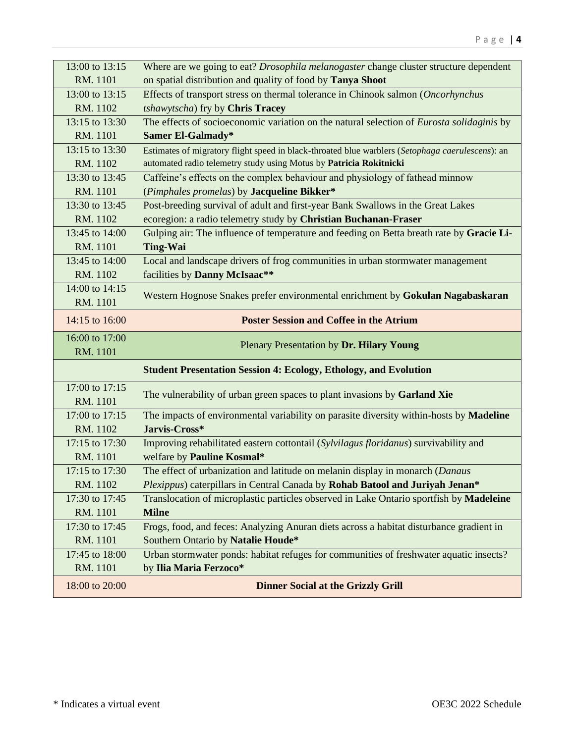| | |
|---|---|
| 13:00 to 13:15 RM. 1101 | Where are we going to eat? *Drosophila melanogaster* change cluster structure dependent on spatial distribution and quality of food by **Tanya Shoot** |
| 13:00 to 13:15 RM. 1102 | Effects of transport stress on thermal tolerance in Chinook salmon (*Oncorhynchus tshawytscha*) fry by **Chris Tracey** |
| 13:15 to 13:30 RM. 1101 | The effects of socioeconomic variation on the natural selection of *Eurosta solidaginis* by **Samer El-Galmady*** |
| 13:15 to 13:30 RM. 1102 | Estimates of migratory flight speed in black-throated blue warblers (*Setophaga caerulescens*): an automated radio telemetry study using Motus by **Patricia Rokitnicki** |
| 13:30 to 13:45 RM. 1101 | Caffeine's effects on the complex behaviour and physiology of fathead minnow (*Pimphales promelas*) by **Jacqueline Bikker*** |
| 13:30 to 13:45 RM. 1102 | Post-breeding survival of adult and first-year Bank Swallows in the Great Lakes ecoregion: a radio telemetry study by **Christian Buchanan-Fraser** |
| 13:45 to 14:00 RM. 1101 | Gulping air: The influence of temperature and feeding on Betta breath rate by **Gracie Li-Ting-Wai** |
| 13:45 to 14:00 RM. 1102 | Local and landscape drivers of frog communities in urban stormwater management facilities by **Danny McIsaac**** |
| 14:00 to 14:15 RM. 1101 | Western Hognose Snakes prefer environmental enrichment by **Gokulan Nagabaskaran** |
| 14:15 to 16:00 | **Poster Session and Coffee in the Atrium** |
| 16:00 to 17:00 RM. 1101 | Plenary Presentation by **Dr. Hilary Young** |
| | **Student Presentation Session 4: Ecology, Ethology, and Evolution** |
| 17:00 to 17:15 RM. 1101 | The vulnerability of urban green spaces to plant invasions by **Garland Xie** |
| 17:00 to 17:15 RM. 1102 | The impacts of environmental variability on parasite diversity within-hosts by **Madeline Jarvis-Cross*** |
| 17:15 to 17:30 RM. 1101 | Improving rehabilitated eastern cottontail (*Sylvilagus floridanus*) survivability and welfare by **Pauline Kosmal*** |
| 17:15 to 17:30 RM. 1102 | The effect of urbanization and latitude on melanin display in monarch (*Danaus Plexippus*) caterpillars in Central Canada by **Rohab Batool and Juriyah Jenan*** |
| 17:30 to 17:45 RM. 1101 | Translocation of microplastic particles observed in Lake Ontario sportfish by **Madeleine Milne** |
| 17:30 to 17:45 RM. 1101 | Frogs, food, and feces: Analyzing Anuran diets across a habitat disturbance gradient in Southern Ontario by **Natalie Houde*** |
| 17:45 to 18:00 RM. 1101 | Urban stormwater ponds: habitat refuges for communities of freshwater aquatic insects? by **Ilia Maria Ferzoco*** |
| 18:00 to 20:00 | **Dinner Social at the Grizzly Grill** |

\* Indicates a virtual event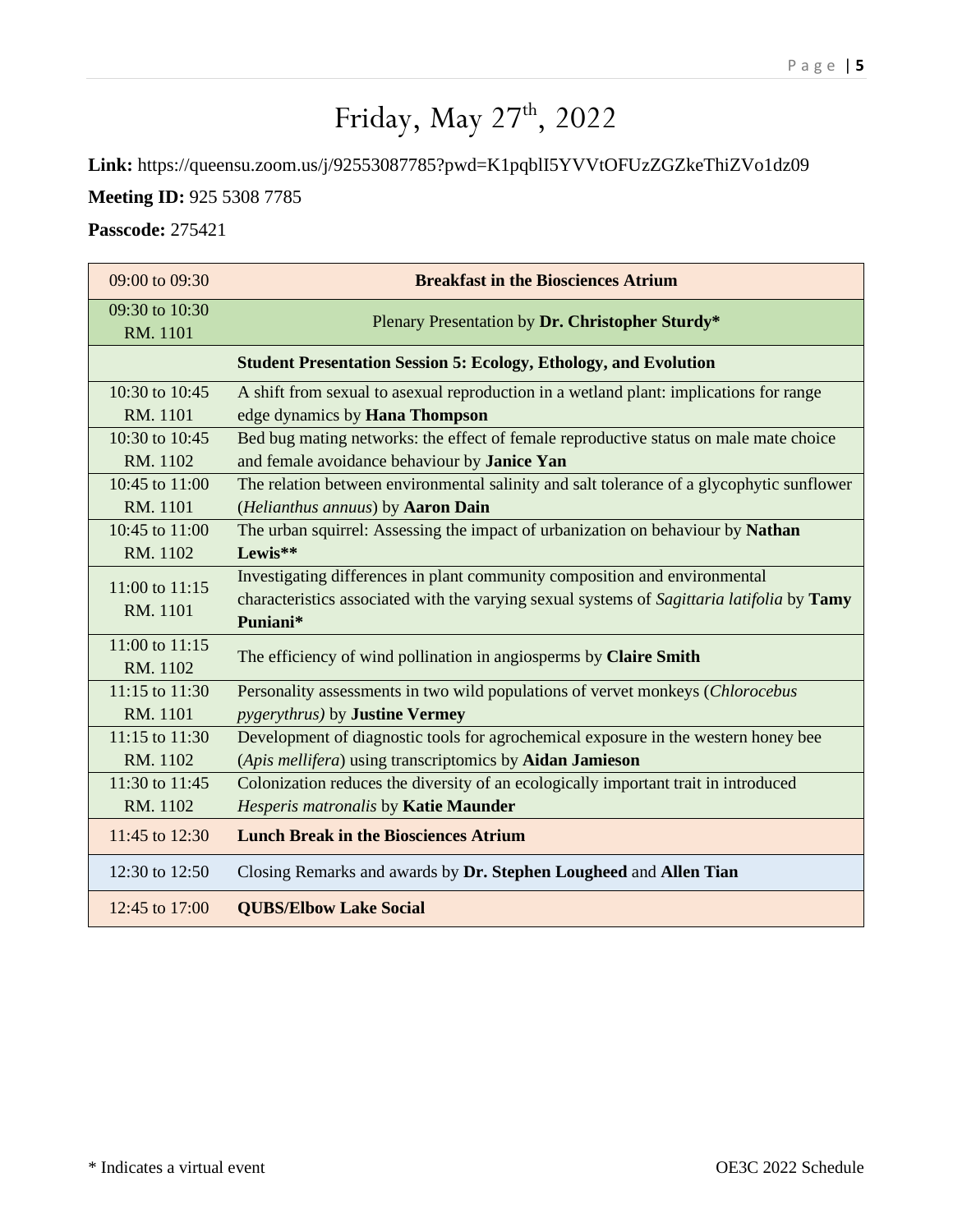# Friday, May 27th, 2022

**Link:** https://queensu.zoom.us/j/92553087785?pwd=K1pqblI5YVVtOFUzZGZkeThiZVo1dz09

**Meeting ID:** 925 5308 7785

**Passcode:** 275421

| | |
|---|---|
| 09:00 to 09:30 | **Breakfast in the Biosciences Atrium** |
| 09:30 to 10:30 RM. 1101 | Plenary Presentation by **Dr. Christopher Sturdy*** |
| | **Student Presentation Session 5: Ecology, Ethology, and Evolution** |
| 10:30 to 10:45 RM. 1101 | A shift from sexual to asexual reproduction in a wetland plant: implications for range edge dynamics by **Hana Thompson** |
| 10:30 to 10:45 RM. 1102 | Bed bug mating networks: the effect of female reproductive status on male mate choice and female avoidance behaviour by **Janice Yan** |
| 10:45 to 11:00 RM. 1101 | The relation between environmental salinity and salt tolerance of a glycophytic sunflower (*Helianthus annuus*) by **Aaron Dain** |
| 10:45 to 11:00 RM. 1102 | The urban squirrel: Assessing the impact of urbanization on behaviour by **Nathan Lewis**** |
| 11:00 to 11:15 RM. 1101 | Investigating differences in plant community composition and environmental characteristics associated with the varying sexual systems of *Sagittaria latifolia* by **Tamy Puniani*** |
| 11:00 to 11:15 RM. 1102 | The efficiency of wind pollination in angiosperms by **Claire Smith** |
| 11:15 to 11:30 RM. 1101 | Personality assessments in two wild populations of vervet monkeys (*Chlorocebus pygerythrus)* by **Justine Vermey** |
| 11:15 to 11:30 RM. 1102 | Development of diagnostic tools for agrochemical exposure in the western honey bee (*Apis mellifera*) using transcriptomics by **Aidan Jamieson** |
| 11:30 to 11:45 RM. 1102 | Colonization reduces the diversity of an ecologically important trait in introduced *Hesperis matronalis* by **Katie Maunder** |
| 11:45 to 12:30 | **Lunch Break in the Biosciences Atrium** |
| 12:30 to 12:50 | Closing Remarks and awards by **Dr. Stephen Lougheed** and **Allen Tian** |
| 12:45 to 17:00 | **QUBS/Elbow Lake Social** |

\* Indicates a virtual event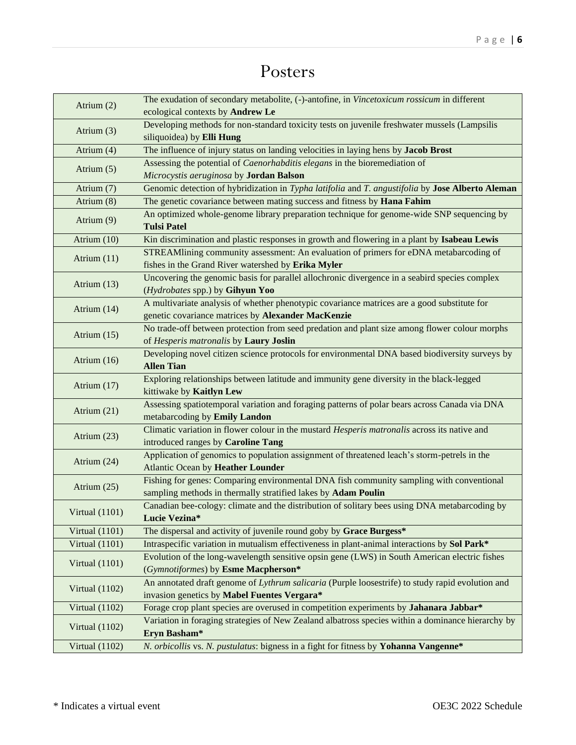# Posters

| | |
|---|---|
| Atrium (2) | The exudation of secondary metabolite, (-)-antofine, in *Vincetoxicum rossicum* in different ecological contexts by **Andrew Le** |
| Atrium (3) | Developing methods for non-standard toxicity tests on juvenile freshwater mussels (Lampsilis siliquoidea) by **Elli Hung** |
| Atrium (4) | The influence of injury status on landing velocities in laying hens by **Jacob Brost** |
| Atrium (5) | Assessing the potential of *Caenorhabditis elegans* in the bioremediation of *Microcystis aeruginosa* by **Jordan Balson** |
| Atrium (7) | Genomic detection of hybridization in *Typha latifolia* and *T. angustifolia* by **Jose Alberto Aleman** |
| Atrium (8) | The genetic covariance between mating success and fitness by **Hana Fahim** |
| Atrium (9) | An optimized whole-genome library preparation technique for genome-wide SNP sequencing by **Tulsi Patel** |
| Atrium (10) | Kin discrimination and plastic responses in growth and flowering in a plant by **Isabeau Lewis** |
| Atrium (11) | STREAMlining community assessment: An evaluation of primers for eDNA metabarcoding of fishes in the Grand River watershed by **Erika Myler** |
| Atrium (13) | Uncovering the genomic basis for parallel allochronic divergence in a seabird species complex (*Hydrobates* spp.) by **Gihyun Yoo** |
| Atrium (14) | A multivariate analysis of whether phenotypic covariance matrices are a good substitute for genetic covariance matrices by **Alexander MacKenzie** |
| Atrium (15) | No trade-off between protection from seed predation and plant size among flower colour morphs of *Hesperis matronalis* by **Laury Joslin** |
| Atrium (16) | Developing novel citizen science protocols for environmental DNA based biodiversity surveys by **Allen Tian** |
| Atrium (17) | Exploring relationships between latitude and immunity gene diversity in the black-legged kittiwake by **Kaitlyn Lew** |
| Atrium (21) | Assessing spatiotemporal variation and foraging patterns of polar bears across Canada via DNA metabarcoding by **Emily Landon** |
| Atrium (23) | Climatic variation in flower colour in the mustard *Hesperis matronalis* across its native and introduced ranges by **Caroline Tang** |
| Atrium (24) | Application of genomics to population assignment of threatened leach's storm-petrels in the Atlantic Ocean by **Heather Lounder** |
| Atrium (25) | Fishing for genes: Comparing environmental DNA fish community sampling with conventional sampling methods in thermally stratified lakes by **Adam Poulin** |
| Virtual (1101) | Canadian bee-cology: climate and the distribution of solitary bees using DNA metabarcoding by **Lucie Vezina*** |
| Virtual (1101) | The dispersal and activity of juvenile round goby by **Grace Burgess*** |
| Virtual (1101) | Intraspecific variation in mutualism effectiveness in plant-animal interactions by **Sol Park*** |
| Virtual (1101) | Evolution of the long-wavelength sensitive opsin gene (LWS) in South American electric fishes (*Gymnotiformes*) by **Esme Macpherson*** |
| Virtual (1102) | An annotated draft genome of *Lythrum salicaria* (Purple loosestrife) to study rapid evolution and invasion genetics by **Mabel Fuentes Vergara*** |
| Virtual (1102) | Forage crop plant species are overused in competition experiments by **Jahanara Jabbar*** |
| Virtual (1102) | Variation in foraging strategies of New Zealand albatross species within a dominance hierarchy by **Eryn Basham*** |
| Virtual (1102) | *N. orbicollis* vs. *N. pustulatus*: bigness in a fight for fitness by **Yohanna Vangenne*** |

* Indicates a virtual event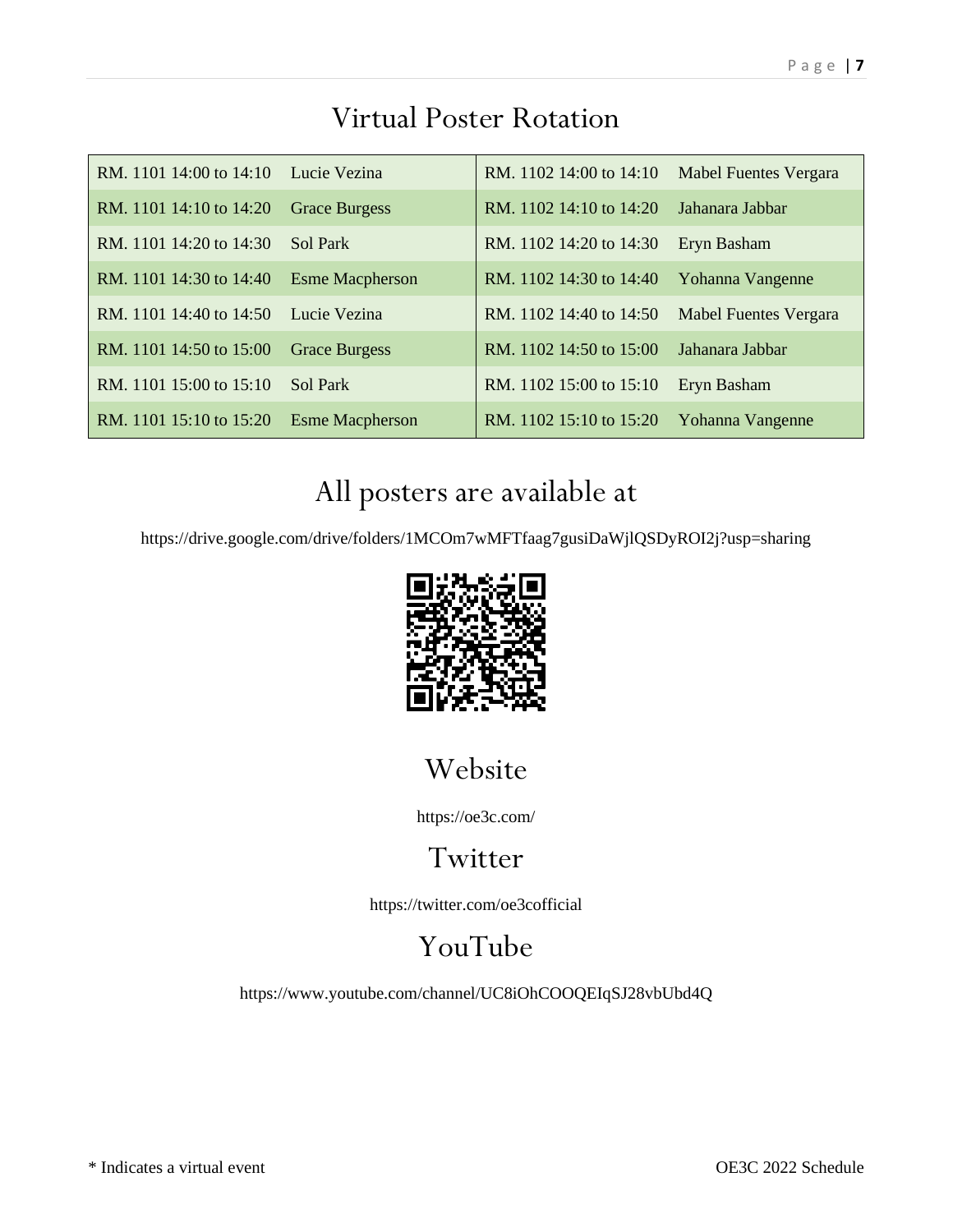# Virtual Poster Rotation

| | | | |
|---|---|---|---|
| RM. 1101 14:00 to 14:10 | Lucie Vezina | RM. 1102 14:00 to 14:10 | Mabel Fuentes Vergara |
| RM. 1101 14:10 to 14:20 | Grace Burgess | RM. 1102 14:10 to 14:20 | Jahanara Jabbar |
| RM. 1101 14:20 to 14:30 | Sol Park | RM. 1102 14:20 to 14:30 | Eryn Basham |
| RM. 1101 14:30 to 14:40 | Esme Macpherson | RM. 1102 14:30 to 14:40 | Yohanna Vangenne |
| RM. 1101 14:40 to 14:50 | Lucie Vezina | RM. 1102 14:40 to 14:50 | Mabel Fuentes Vergara |
| RM. 1101 14:50 to 15:00 | Grace Burgess | RM. 1102 14:50 to 15:00 | Jahanara Jabbar |
| RM. 1101 15:00 to 15:10 | Sol Park | RM. 1102 15:00 to 15:10 | Eryn Basham |
| RM. 1101 15:10 to 15:20 | Esme Macpherson | RM. 1102 15:10 to 15:20 | Yohanna Vangenne |

# All posters are available at

https://drive.google.com/drive/folders/1MCOm7wMFTfaag7gusiDaWjlQSDyROI2j?usp=sharing

# Website

https://oe3c.com/

# Twitter

https://twitter.com/oe3cofficial

# YouTube

https://www.youtube.com/channel/UC8iOhCOOQEIqSJ28vbUbd4Q

* Indicates a virtual event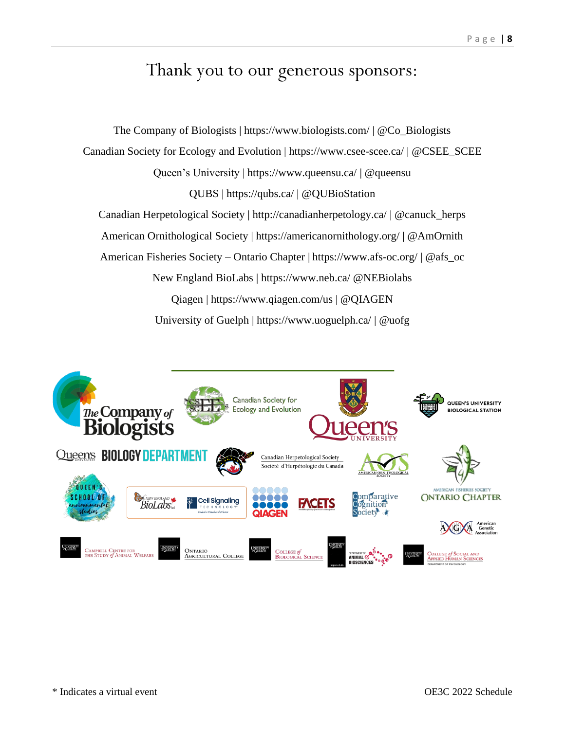# Thank you to our generous sponsors:

The Company of Biologists | https://www.biologists.com/ | @Co_Biologists

Canadian Society for Ecology and Evolution | https://www.csee-scee.ca/ | @CSEE_SCEE

Queen's University | https://www.queensu.ca/ | @queensu

QUBS | https://qubs.ca/ | @QUBioStation

Canadian Herpetological Society | http://canadianherpetology.ca/ | @canuck_herps

American Ornithological Society | https://americanornithology.org/ | @AmOrnith

American Fisheries Society – Ontario Chapter | https://www.afs-oc.org/ | @afs_oc

New England BioLabs | https://www.neb.ca/ @NEBiolabs

Qiagen | https://www.qiagen.com/us | @QIAGEN

University of Guelph | https://www.uoguelph.ca/ | @uofg

\* Indicates a virtual event